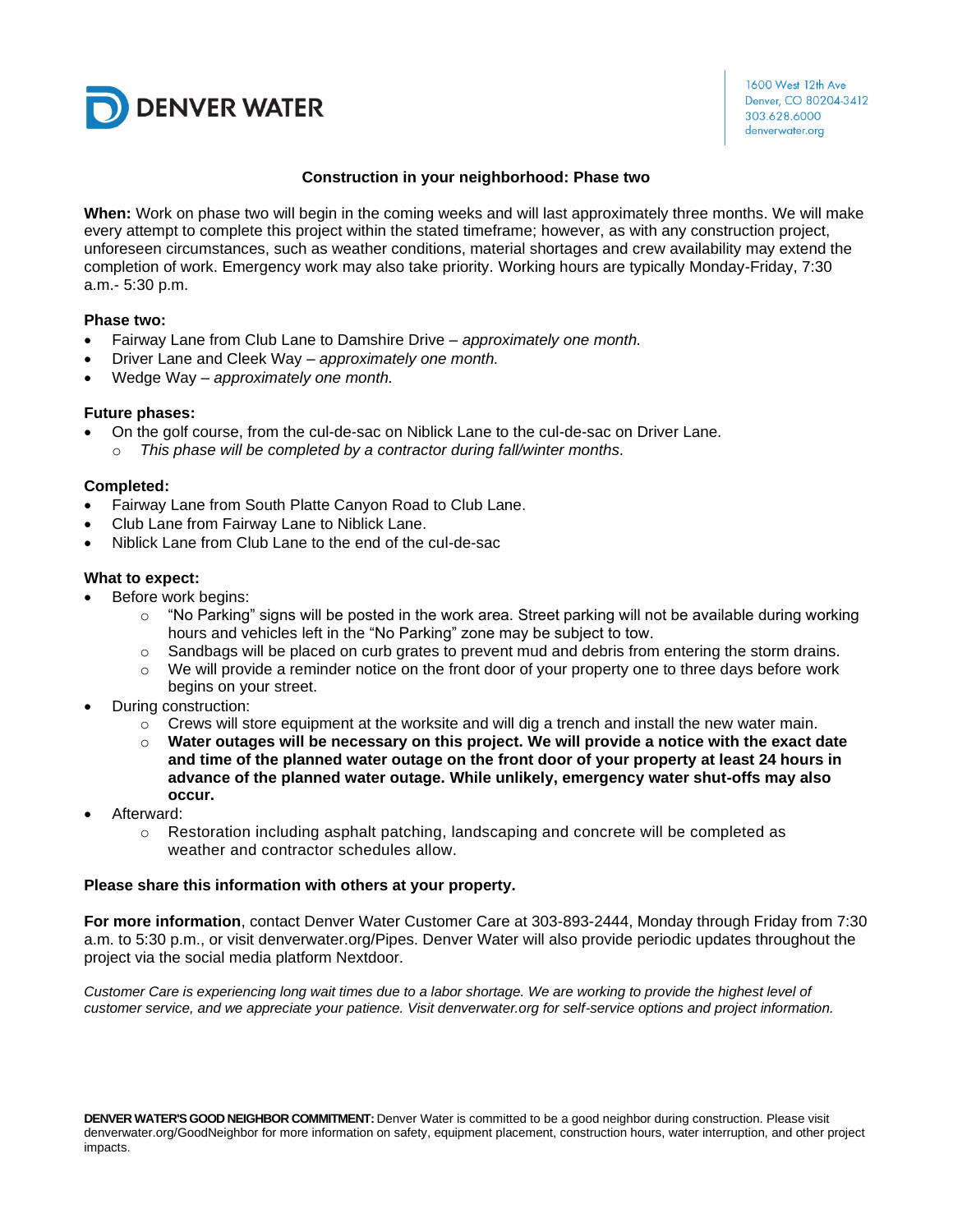DENVER WATER

1600 West 12th Ave
Denver, CO 80204-3412
303.628.6000
denverwater.org

## Construction in your neighborhood: Phase two

**When:** Work on phase two will begin in the coming weeks and will last approximately three months. We will make every attempt to complete this project within the stated timeframe; however, as with any construction project, unforeseen circumstances, such as weather conditions, material shortages and crew availability may extend the completion of work. Emergency work may also take priority. Working hours are typically Monday-Friday, 7:30 a.m.- 5:30 p.m.

**Phase two:**

- Fairway Lane from Club Lane to Damshire Drive – *approximately one month.*
- Driver Lane and Cleek Way – *approximately one month.*
- Wedge Way – *approximately one month.*

**Future phases:**

- On the golf course, from the cul-de-sac on Niblick Lane to the cul-de-sac on Driver Lane.
  - *This phase will be completed by a contractor during fall/winter months.*

**Completed:**

- Fairway Lane from South Platte Canyon Road to Club Lane.
- Club Lane from Fairway Lane to Niblick Lane.
- Niblick Lane from Club Lane to the end of the cul-de-sac

**What to expect:**

- Before work begins:
  - "No Parking" signs will be posted in the work area. Street parking will not be available during working hours and vehicles left in the "No Parking" zone may be subject to tow.
  - Sandbags will be placed on curb grates to prevent mud and debris from entering the storm drains.
  - We will provide a reminder notice on the front door of your property one to three days before work begins on your street.
- During construction:
  - Crews will store equipment at the worksite and will dig a trench and install the new water main.
  - **Water outages will be necessary on this project. We will provide a notice with the exact date and time of the planned water outage on the front door of your property at least 24 hours in advance of the planned water outage. While unlikely, emergency water shut-offs may also occur.**
- Afterward:
  - Restoration including asphalt patching, landscaping and concrete will be completed as weather and contractor schedules allow.

**Please share this information with others at your property.**

**For more information**, contact Denver Water Customer Care at 303-893-2444, Monday through Friday from 7:30 a.m. to 5:30 p.m., or visit denverwater.org/Pipes. Denver Water will also provide periodic updates throughout the project via the social media platform Nextdoor.

*Customer Care is experiencing long wait times due to a labor shortage. We are working to provide the highest level of customer service, and we appreciate your patience. Visit denverwater.org for self-service options and project information.*

**DENVER WATER'S GOOD NEIGHBOR COMMITMENT:** Denver Water is committed to be a good neighbor during construction. Please visit denverwater.org/GoodNeighbor for more information on safety, equipment placement, construction hours, water interruption, and other project impacts.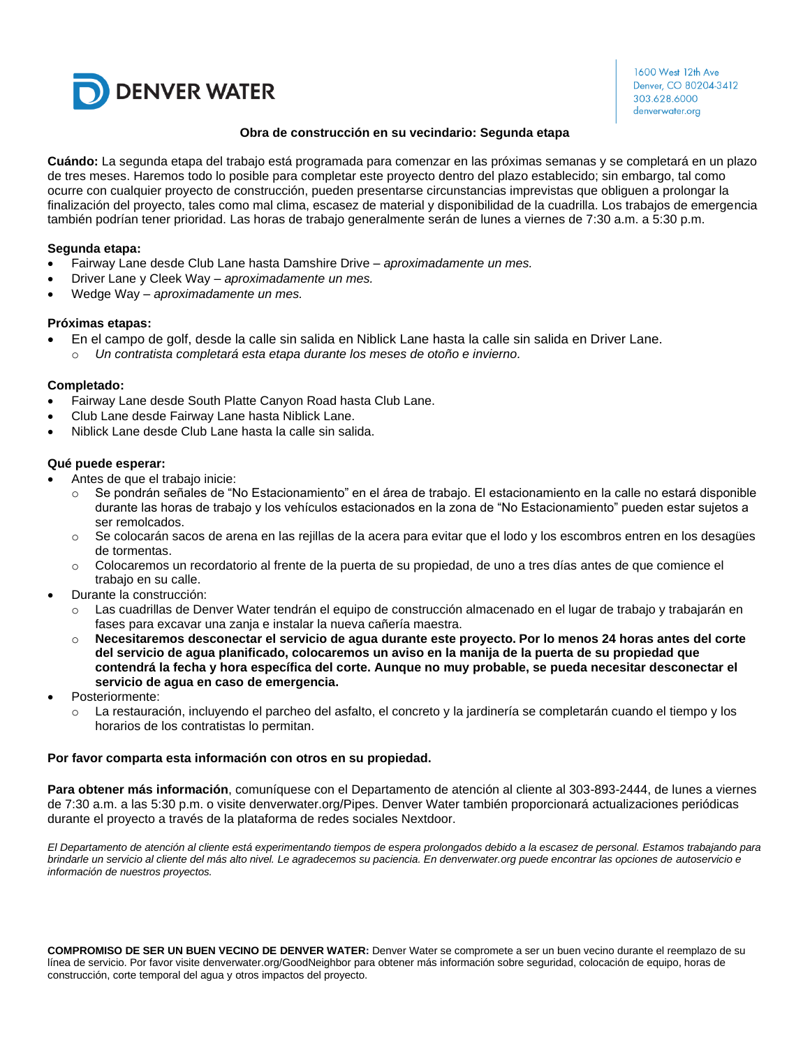DENVER WATER

1600 West 12th Ave
Denver, CO 80204-3412
303.628.6000
denverwater.org

**Obra de construcción en su vecindario: Segunda etapa**

**Cuándo:** La segunda etapa del trabajo está programada para comenzar en las próximas semanas y se completará en un plazo de tres meses. Haremos todo lo posible para completar este proyecto dentro del plazo establecido; sin embargo, tal como ocurre con cualquier proyecto de construcción, pueden presentarse circunstancias imprevistas que obliguen a prolongar la finalización del proyecto, tales como mal clima, escasez de material y disponibilidad de la cuadrilla. Los trabajos de emergencia también podrían tener prioridad. Las horas de trabajo generalmente serán de lunes a viernes de 7:30 a.m. a 5:30 p.m.

**Segunda etapa:**

- Fairway Lane desde Club Lane hasta Damshire Drive – *aproximadamente un mes.*
- Driver Lane y Cleek Way – *aproximadamente un mes.*
- Wedge Way – *aproximadamente un mes.*

**Próximas etapas:**

- En el campo de golf, desde la calle sin salida en Niblick Lane hasta la calle sin salida en Driver Lane.
  - *Un contratista completará esta etapa durante los meses de otoño e invierno.*

**Completado:**

- Fairway Lane desde South Platte Canyon Road hasta Club Lane.
- Club Lane desde Fairway Lane hasta Niblick Lane.
- Niblick Lane desde Club Lane hasta la calle sin salida.

**Qué puede esperar:**

- Antes de que el trabajo inicie:
  - Se pondrán señales de "No Estacionamiento" en el área de trabajo. El estacionamiento en la calle no estará disponible durante las horas de trabajo y los vehículos estacionados en la zona de "No Estacionamiento" pueden estar sujetos a ser remolcados.
  - Se colocarán sacos de arena en las rejillas de la acera para evitar que el lodo y los escombros entren en los desagües de tormentas.
  - Colocaremos un recordatorio al frente de la puerta de su propiedad, de uno a tres días antes de que comience el trabajo en su calle.
- Durante la construcción:
  - Las cuadrillas de Denver Water tendrán el equipo de construcción almacenado en el lugar de trabajo y trabajarán en fases para excavar una zanja e instalar la nueva cañería maestra.
  - **Necesitaremos desconectar el servicio de agua durante este proyecto. Por lo menos 24 horas antes del corte del servicio de agua planificado, colocaremos un aviso en la manija de la puerta de su propiedad que contendrá la fecha y hora específica del corte. Aunque no muy probable, se pueda necesitar desconectar el servicio de agua en caso de emergencia.**
- Posteriormente:
  - La restauración, incluyendo el parcheo del asfalto, el concreto y la jardinería se completarán cuando el tiempo y los horarios de los contratistas lo permitan.

**Por favor comparta esta información con otros en su propiedad.**

**Para obtener más información**, comuníquese con el Departamento de atención al cliente al 303-893-2444, de lunes a viernes de 7:30 a.m. a las 5:30 p.m. o visite denverwater.org/Pipes. Denver Water también proporcionará actualizaciones periódicas durante el proyecto a través de la plataforma de redes sociales Nextdoor.

*El Departamento de atención al cliente está experimentando tiempos de espera prolongados debido a la escasez de personal. Estamos trabajando para brindarle un servicio al cliente del más alto nivel. Le agradecemos su paciencia. En denverwater.org puede encontrar las opciones de autoservicio e información de nuestros proyectos.*

**COMPROMISO DE SER UN BUEN VECINO DE DENVER WATER:** Denver Water se compromete a ser un buen vecino durante el reemplazo de su línea de servicio. Por favor visite denverwater.org/GoodNeighbor para obtener más información sobre seguridad, colocación de equipo, horas de construcción, corte temporal del agua y otros impactos del proyecto.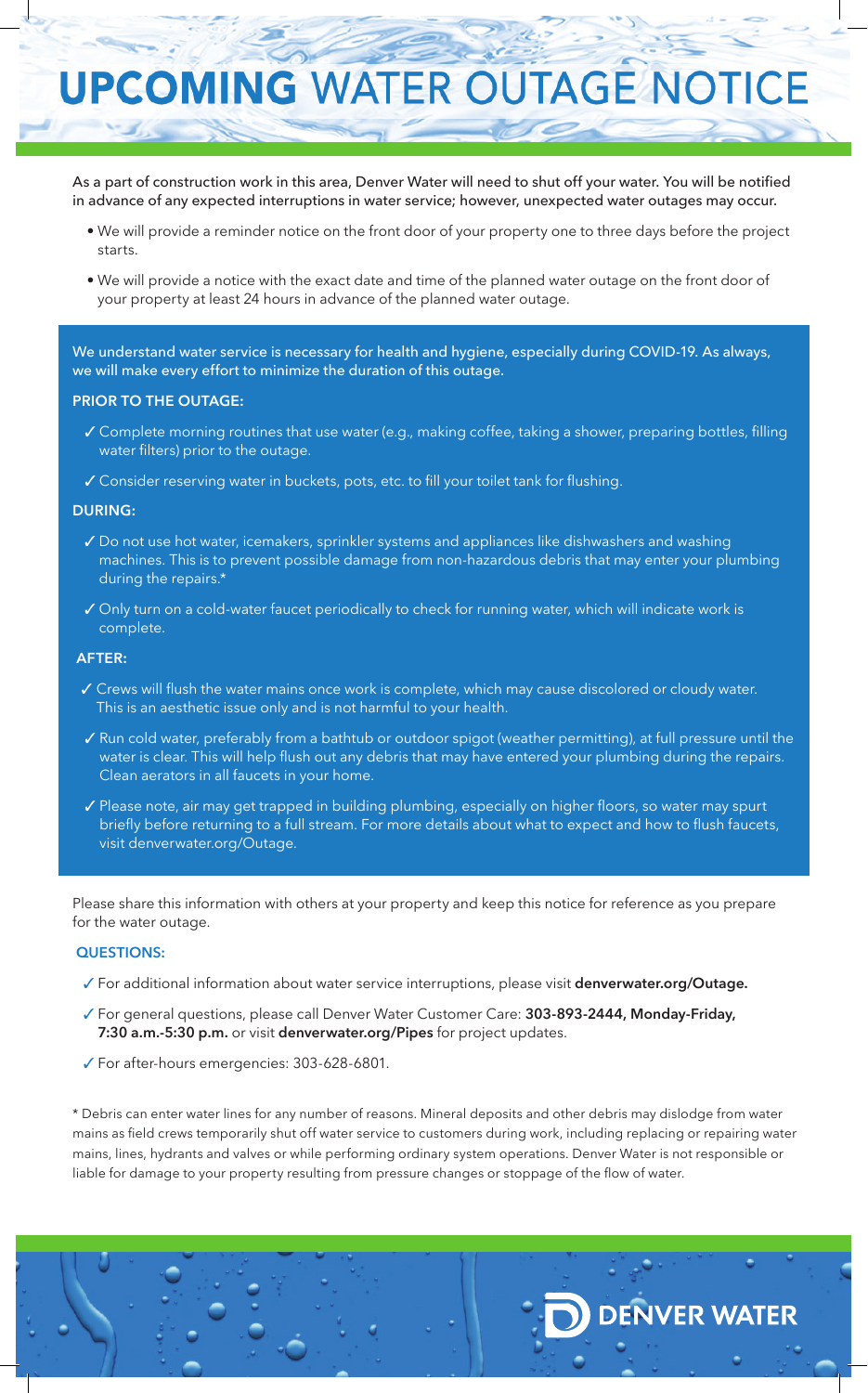# **UPCOMING** WATER OUTAGE NOTICE

As a part of construction work in this area, Denver Water will need to shut off your water. You will be notified in advance of any expected interruptions in water service; however, unexpected water outages may occur.

- We will provide a reminder notice on the front door of your property one to three days before the project starts.
- We will provide a notice with the exact date and time of the planned water outage on the front door of your property at least 24 hours in advance of the planned water outage.

We understand water service is necessary for health and hygiene, especially during COVID-19. As always, we will make every effort to minimize the duration of this outage.

**PRIOR TO THE OUTAGE:**

- ✓ Complete morning routines that use water (e.g., making coffee, taking a shower, preparing bottles, filling water filters) prior to the outage.
- ✓ Consider reserving water in buckets, pots, etc. to fill your toilet tank for flushing.

**DURING:**

- ✓ Do not use hot water, icemakers, sprinkler systems and appliances like dishwashers and washing machines. This is to prevent possible damage from non-hazardous debris that may enter your plumbing during the repairs.*
- ✓ Only turn on a cold-water faucet periodically to check for running water, which will indicate work is complete.

**AFTER:**

- ✓ Crews will flush the water mains once work is complete, which may cause discolored or cloudy water. This is an aesthetic issue only and is not harmful to your health.
- ✓ Run cold water, preferably from a bathtub or outdoor spigot (weather permitting), at full pressure until the water is clear. This will help flush out any debris that may have entered your plumbing during the repairs. Clean aerators in all faucets in your home.
- ✓ Please note, air may get trapped in building plumbing, especially on higher floors, so water may spurt briefly before returning to a full stream. For more details about what to expect and how to flush faucets, visit denverwater.org/Outage.

Please share this information with others at your property and keep this notice for reference as you prepare for the water outage.

**QUESTIONS:**

- ✓ For additional information about water service interruptions, please visit **denverwater.org/Outage.**
- ✓ For general questions, please call Denver Water Customer Care: **303-893-2444, Monday-Friday, 7:30 a.m.-5:30 p.m.** or visit **denverwater.org/Pipes** for project updates.
- ✓ For after-hours emergencies: 303-628-6801.

* Debris can enter water lines for any number of reasons. Mineral deposits and other debris may dislodge from water mains as field crews temporarily shut off water service to customers during work, including replacing or repairing water mains, lines, hydrants and valves or while performing ordinary system operations. Denver Water is not responsible or liable for damage to your property resulting from pressure changes or stoppage of the flow of water.

DENVER WATER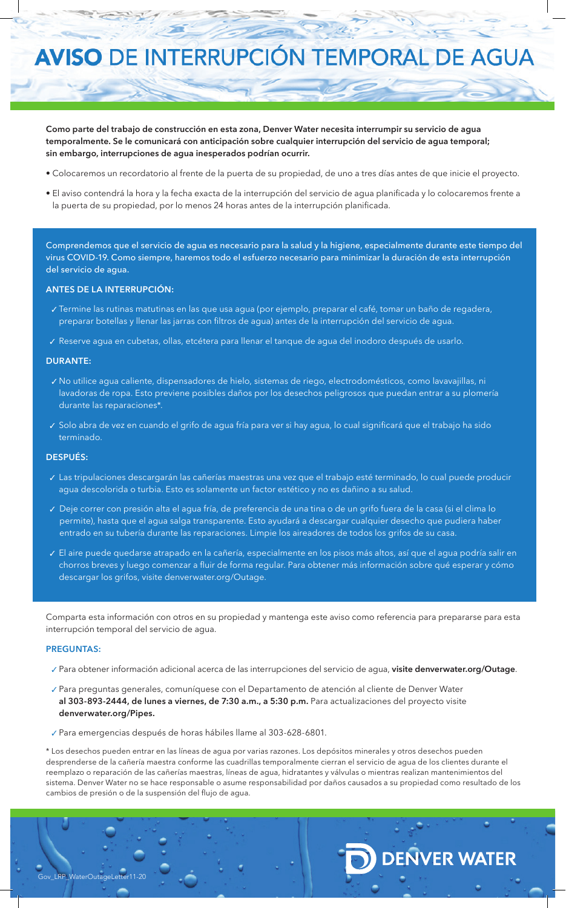# AVISO DE INTERRUPCIÓN TEMPORAL DE AGUA

**Como parte del trabajo de construcción en esta zona, Denver Water necesita interrumpir su servicio de agua temporalmente. Se le comunicará con anticipación sobre cualquier interrupción del servicio de agua temporal; sin embargo, interrupciones de agua inesperados podrían ocurrir.**

- Colocaremos un recordatorio al frente de la puerta de su propiedad, de uno a tres días antes de que inicie el proyecto.
- El aviso contendrá la hora y la fecha exacta de la interrupción del servicio de agua planificada y lo colocaremos frente a la puerta de su propiedad, por lo menos 24 horas antes de la interrupción planificada.

Comprendemos que el servicio de agua es necesario para la salud y la higiene, especialmente durante este tiempo del virus COVID-19. Como siempre, haremos todo el esfuerzo necesario para minimizar la duración de esta interrupción del servicio de agua.

### ANTES DE LA INTERRUPCIÓN:

- ✓ Termine las rutinas matutinas en las que usa agua (por ejemplo, preparar el café, tomar un baño de regadera, preparar botellas y llenar las jarras con filtros de agua) antes de la interrupción del servicio de agua.
- ✓ Reserve agua en cubetas, ollas, etcétera para llenar el tanque de agua del inodoro después de usarlo.

### DURANTE:

- ✓ No utilice agua caliente, dispensadores de hielo, sistemas de riego, electrodomésticos, como lavavajillas, ni lavadoras de ropa. Esto previene posibles daños por los desechos peligrosos que puedan entrar a su plomería durante las reparaciones*.
- ✓ Solo abra de vez en cuando el grifo de agua fría para ver si hay agua, lo cual significará que el trabajo ha sido terminado.

### DESPUÉS:

- ✓ Las tripulaciones descargarán las cañerías maestras una vez que el trabajo esté terminado, lo cual puede producir agua descolorida o turbia. Esto es solamente un factor estético y no es dañino a su salud.
- ✓ Deje correr con presión alta el agua fría, de preferencia de una tina o de un grifo fuera de la casa (si el clima lo permite), hasta que el agua salga transparente. Esto ayudará a descargar cualquier desecho que pudiera haber entrado en su tubería durante las reparaciones. Limpie los aireadores de todos los grifos de su casa.
- ✓ El aire puede quedarse atrapado en la cañería, especialmente en los pisos más altos, así que el agua podría salir en chorros breves y luego comenzar a fluir de forma regular. Para obtener más información sobre qué esperar y cómo descargar los grifos, visite denverwater.org/Outage.

Comparta esta información con otros en su propiedad y mantenga este aviso como referencia para prepararse para esta interrupción temporal del servicio de agua.

### PREGUNTAS:

- ✓ Para obtener información adicional acerca de las interrupciones del servicio de agua, **visite denverwater.org/Outage**.
- ✓ Para preguntas generales, comuníquese con el Departamento de atención al cliente de Denver Water **al 303-893-2444, de lunes a viernes, de 7:30 a.m., a 5:30 p.m.** Para actualizaciones del proyecto visite **denverwater.org/Pipes.**
- ✓ Para emergencias después de horas hábiles llame al 303-628-6801.

* Los desechos pueden entrar en las líneas de agua por varias razones. Los depósitos minerales y otros desechos pueden desprenderse de la cañería maestra conforme las cuadrillas temporalmente cierran el servicio de agua de los clientes durante el reemplazo o reparación de las cañerías maestras, líneas de agua, hidratantes y válvulas o mientras realizan mantenimientos del sistema. Denver Water no se hace responsable o asume responsabilidad por daños causados a su propiedad como resultado de los cambios de presión o de la suspensión del flujo de agua.

Gov_LRP_WaterOutageLetter11-20

DENVER WATER